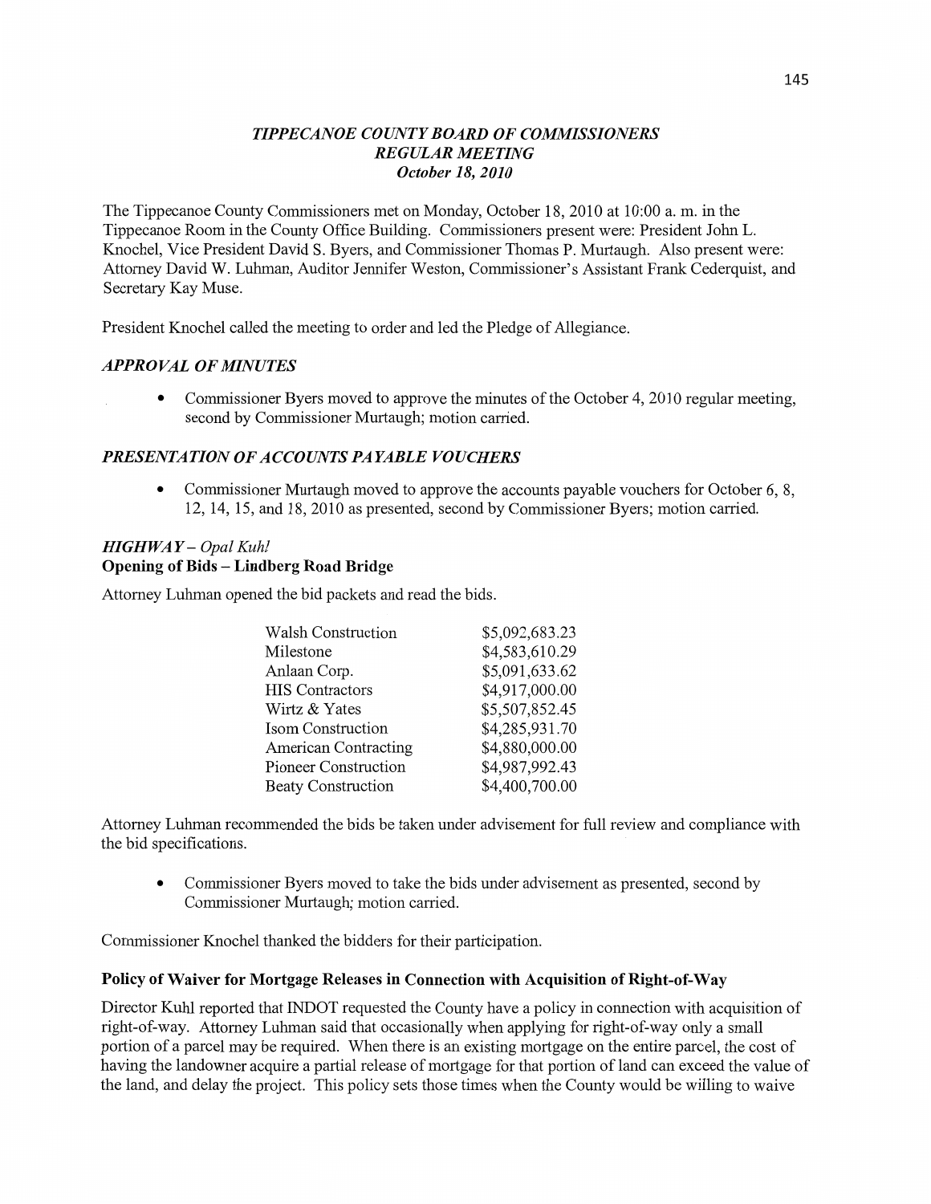# *TIPPECANOE COUNTY BOARD OF COMMISSIONERS*
## *REGULAR MEETING*
### *October 18, 2010*

The Tippecanoe County Commissioners met on Monday, October 18, 2010 at 10:00 a. m. in the Tippecanoe Room in the County Office Building. Commissioners present were: President John L. Knochel, Vice President David S. Byers, and Commissioner Thomas P. Murtaugh. Also present were: Attorney David W. Luhman, Auditor Jennifer Weston, Commissioner's Assistant Frank Cederquist, and Secretary Kay Muse.

President Knochel called the meeting to order and led the Pledge of Allegiance.

## *APPROVAL OF MINUTES*

- Commissioner Byers moved to approve the minutes of the October 4, 2010 regular meeting, second by Commissioner Murtaugh; motion carried.

## *PRESENTATION OF ACCOUNTS PAYABLE VOUCHERS*

- Commissioner Murtaugh moved to approve the accounts payable vouchers for October 6, 8, 12, 14, 15, and 18, 2010 as presented, second by Commissioner Byers; motion carried.

## *HIGHWAY – Opal Kuhl*
### Opening of Bids – Lindberg Road Bridge

Attorney Luhman opened the bid packets and read the bids.

| Bidder | Amount |
|---|---|
| Walsh Construction | $5,092,683.23 |
| Milestone | $4,583,610.29 |
| Anlaan Corp. | $5,091,633.62 |
| HIS Contractors | $4,917,000.00 |
| Wirtz & Yates | $5,507,852.45 |
| Isom Construction | $4,285,931.70 |
| American Contracting | $4,880,000.00 |
| Pioneer Construction | $4,987,992.43 |
| Beaty Construction | $4,400,700.00 |

Attorney Luhman recommended the bids be taken under advisement for full review and compliance with the bid specifications.

- Commissioner Byers moved to take the bids under advisement as presented, second by Commissioner Murtaugh; motion carried.

Commissioner Knochel thanked the bidders for their participation.

### Policy of Waiver for Mortgage Releases in Connection with Acquisition of Right-of-Way

Director Kuhl reported that INDOT requested the County have a policy in connection with acquisition of right-of-way. Attorney Luhman said that occasionally when applying for right-of-way only a small portion of a parcel may be required. When there is an existing mortgage on the entire parcel, the cost of having the landowner acquire a partial release of mortgage for that portion of land can exceed the value of the land, and delay the project. This policy sets those times when the County would be willing to waive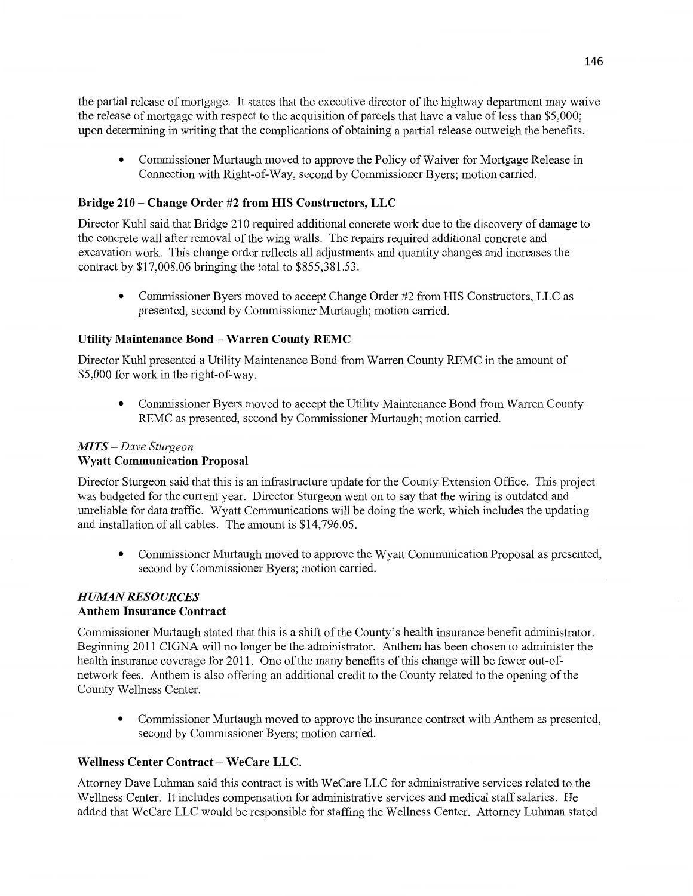the partial release of mortgage. It states that the executive director of the highway department may waive the release of mortgage with respect to the acquisition of parcels that have a value of less than $5,000; upon determining in writing that the complications of obtaining a partial release outweigh the benefits.

- Commissioner Murtaugh moved to approve the Policy of Waiver for Mortgage Release in Connection with Right-of-Way, second by Commissioner Byers; motion carried.

**Bridge 210 – Change Order #2 from HIS Constructors, LLC**

Director Kuhl said that Bridge 210 required additional concrete work due to the discovery of damage to the concrete wall after removal of the wing walls. The repairs required additional concrete and excavation work. This change order reflects all adjustments and quantity changes and increases the contract by $17,008.06 bringing the total to $855,381.53.

- Commissioner Byers moved to accept Change Order #2 from HIS Constructors, LLC as presented, second by Commissioner Murtaugh; motion carried.

**Utility Maintenance Bond – Warren County REMC**

Director Kuhl presented a Utility Maintenance Bond from Warren County REMC in the amount of $5,000 for work in the right-of-way.

- Commissioner Byers moved to accept the Utility Maintenance Bond from Warren County REMC as presented, second by Commissioner Murtaugh; motion carried.

***MITS** – Dave Sturgeon*
**Wyatt Communication Proposal**

Director Sturgeon said that this is an infrastructure update for the County Extension Office. This project was budgeted for the current year. Director Sturgeon went on to say that the wiring is outdated and unreliable for data traffic. Wyatt Communications will be doing the work, which includes the updating and installation of all cables. The amount is $14,796.05.

- Commissioner Murtaugh moved to approve the Wyatt Communication Proposal as presented, second by Commissioner Byers; motion carried.

***HUMAN RESOURCES***
**Anthem Insurance Contract**

Commissioner Murtaugh stated that this is a shift of the County's health insurance benefit administrator. Beginning 2011 CIGNA will no longer be the administrator. Anthem has been chosen to administer the health insurance coverage for 2011. One of the many benefits of this change will be fewer out-of-network fees. Anthem is also offering an additional credit to the County related to the opening of the County Wellness Center.

- Commissioner Murtaugh moved to approve the insurance contract with Anthem as presented, second by Commissioner Byers; motion carried.

**Wellness Center Contract – WeCare LLC.**

Attorney Dave Luhman said this contract is with WeCare LLC for administrative services related to the Wellness Center. It includes compensation for administrative services and medical staff salaries. He added that WeCare LLC would be responsible for staffing the Wellness Center. Attorney Luhman stated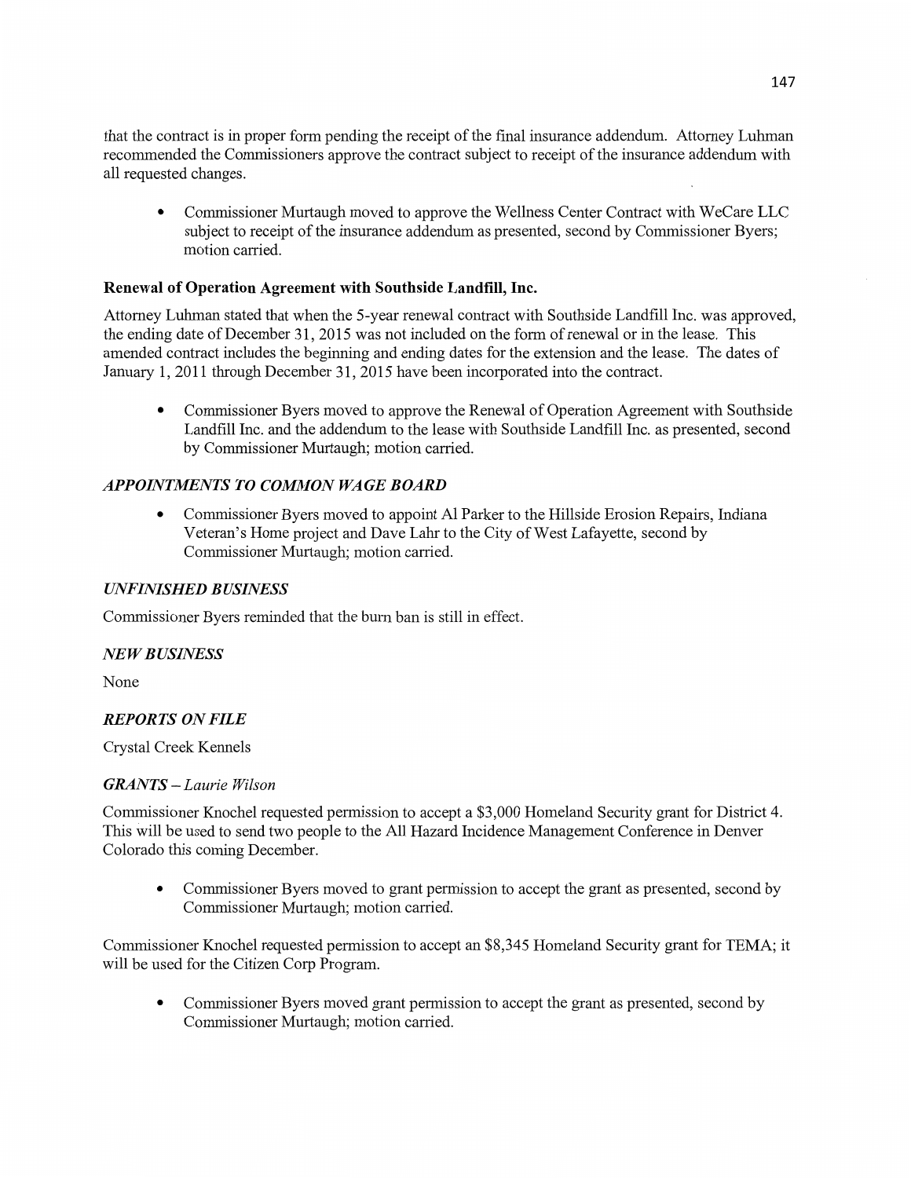that the contract is in proper form pending the receipt of the final insurance addendum. Attorney Luhman recommended the Commissioners approve the contract subject to receipt of the insurance addendum with all requested changes.

- Commissioner Murtaugh moved to approve the Wellness Center Contract with WeCare LLC subject to receipt of the insurance addendum as presented, second by Commissioner Byers; motion carried.

**Renewal of Operation Agreement with Southside Landfill, Inc.**

Attorney Luhman stated that when the 5-year renewal contract with Southside Landfill Inc. was approved, the ending date of December 31, 2015 was not included on the form of renewal or in the lease. This amended contract includes the beginning and ending dates for the extension and the lease. The dates of January 1, 2011 through December 31, 2015 have been incorporated into the contract.

- Commissioner Byers moved to approve the Renewal of Operation Agreement with Southside Landfill Inc. and the addendum to the lease with Southside Landfill Inc. as presented, second by Commissioner Murtaugh; motion carried.

### *APPOINTMENTS TO COMMON WAGE BOARD*

- Commissioner Byers moved to appoint Al Parker to the Hillside Erosion Repairs, Indiana Veteran's Home project and Dave Lahr to the City of West Lafayette, second by Commissioner Murtaugh; motion carried.

### *UNFINISHED BUSINESS*

Commissioner Byers reminded that the burn ban is still in effect.

### *NEW BUSINESS*

None

### *REPORTS ON FILE*

Crystal Creek Kennels

### *GRANTS – Laurie Wilson*

Commissioner Knochel requested permission to accept a $3,000 Homeland Security grant for District 4. This will be used to send two people to the All Hazard Incidence Management Conference in Denver Colorado this coming December.

- Commissioner Byers moved to grant permission to accept the grant as presented, second by Commissioner Murtaugh; motion carried.

Commissioner Knochel requested permission to accept an $8,345 Homeland Security grant for TEMA; it will be used for the Citizen Corp Program.

- Commissioner Byers moved grant permission to accept the grant as presented, second by Commissioner Murtaugh; motion carried.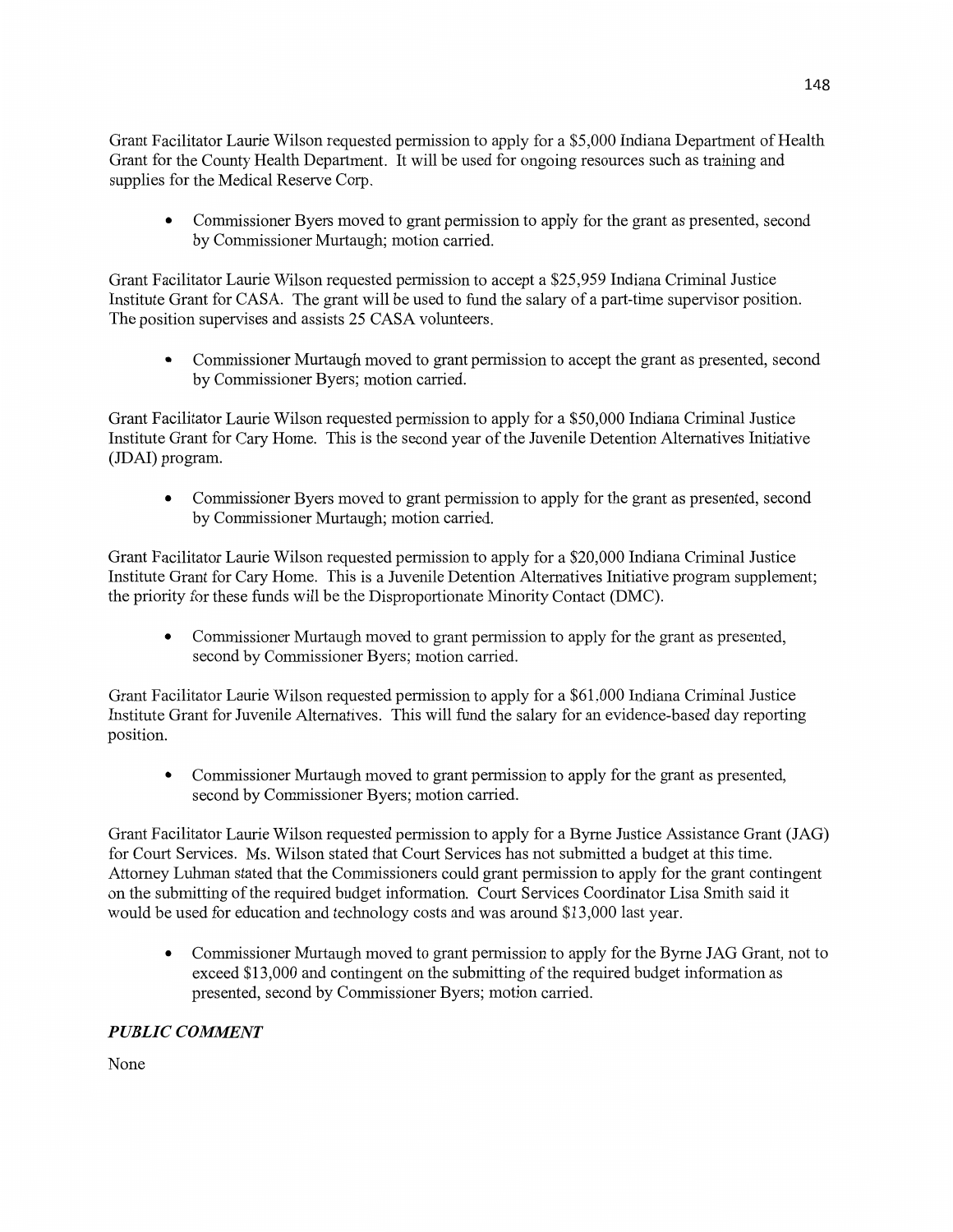Grant Facilitator Laurie Wilson requested permission to apply for a $5,000 Indiana Department of Health Grant for the County Health Department. It will be used for ongoing resources such as training and supplies for the Medical Reserve Corp.

- Commissioner Byers moved to grant permission to apply for the grant as presented, second by Commissioner Murtaugh; motion carried.

Grant Facilitator Laurie Wilson requested permission to accept a $25,959 Indiana Criminal Justice Institute Grant for CASA. The grant will be used to fund the salary of a part-time supervisor position. The position supervises and assists 25 CASA volunteers.

- Commissioner Murtaugh moved to grant permission to accept the grant as presented, second by Commissioner Byers; motion carried.

Grant Facilitator Laurie Wilson requested permission to apply for a $50,000 Indiana Criminal Justice Institute Grant for Cary Home. This is the second year of the Juvenile Detention Alternatives Initiative (JDAI) program.

- Commissioner Byers moved to grant permission to apply for the grant as presented, second by Commissioner Murtaugh; motion carried.

Grant Facilitator Laurie Wilson requested permission to apply for a $20,000 Indiana Criminal Justice Institute Grant for Cary Home. This is a Juvenile Detention Alternatives Initiative program supplement; the priority for these funds will be the Disproportionate Minority Contact (DMC).

- Commissioner Murtaugh moved to grant permission to apply for the grant as presented, second by Commissioner Byers; motion carried.

Grant Facilitator Laurie Wilson requested permission to apply for a $61,000 Indiana Criminal Justice Institute Grant for Juvenile Alternatives. This will fund the salary for an evidence-based day reporting position.

- Commissioner Murtaugh moved to grant permission to apply for the grant as presented, second by Commissioner Byers; motion carried.

Grant Facilitator Laurie Wilson requested permission to apply for a Byrne Justice Assistance Grant (JAG) for Court Services. Ms. Wilson stated that Court Services has not submitted a budget at this time. Attorney Luhman stated that the Commissioners could grant permission to apply for the grant contingent on the submitting of the required budget information. Court Services Coordinator Lisa Smith said it would be used for education and technology costs and was around $13,000 last year.

- Commissioner Murtaugh moved to grant permission to apply for the Byrne JAG Grant, not to exceed $13,000 and contingent on the submitting of the required budget information as presented, second by Commissioner Byers; motion carried.

***PUBLIC COMMENT***

None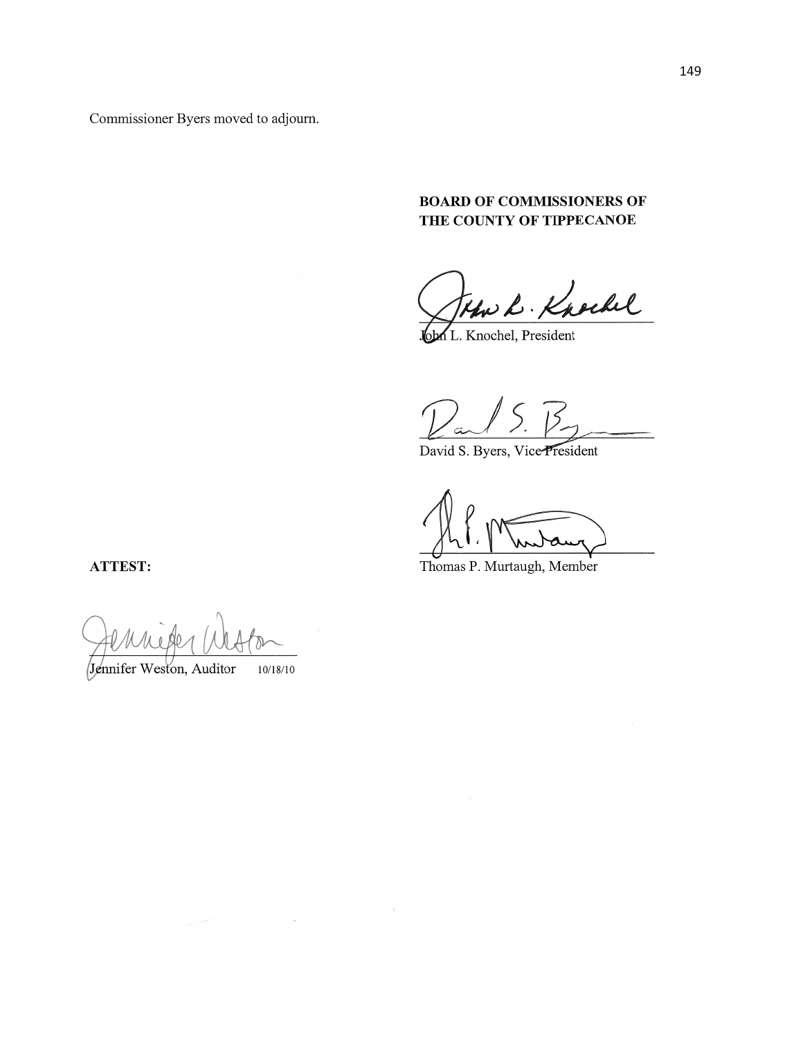Commissioner Byers moved to adjourn.

**BOARD OF COMMISSIONERS OF THE COUNTY OF TIPPECANOE**

John L. Knochel, President

David S. Byers, Vice President

Thomas P. Murtaugh, Member

**ATTEST:**

Jennifer Weston, Auditor 10/18/10